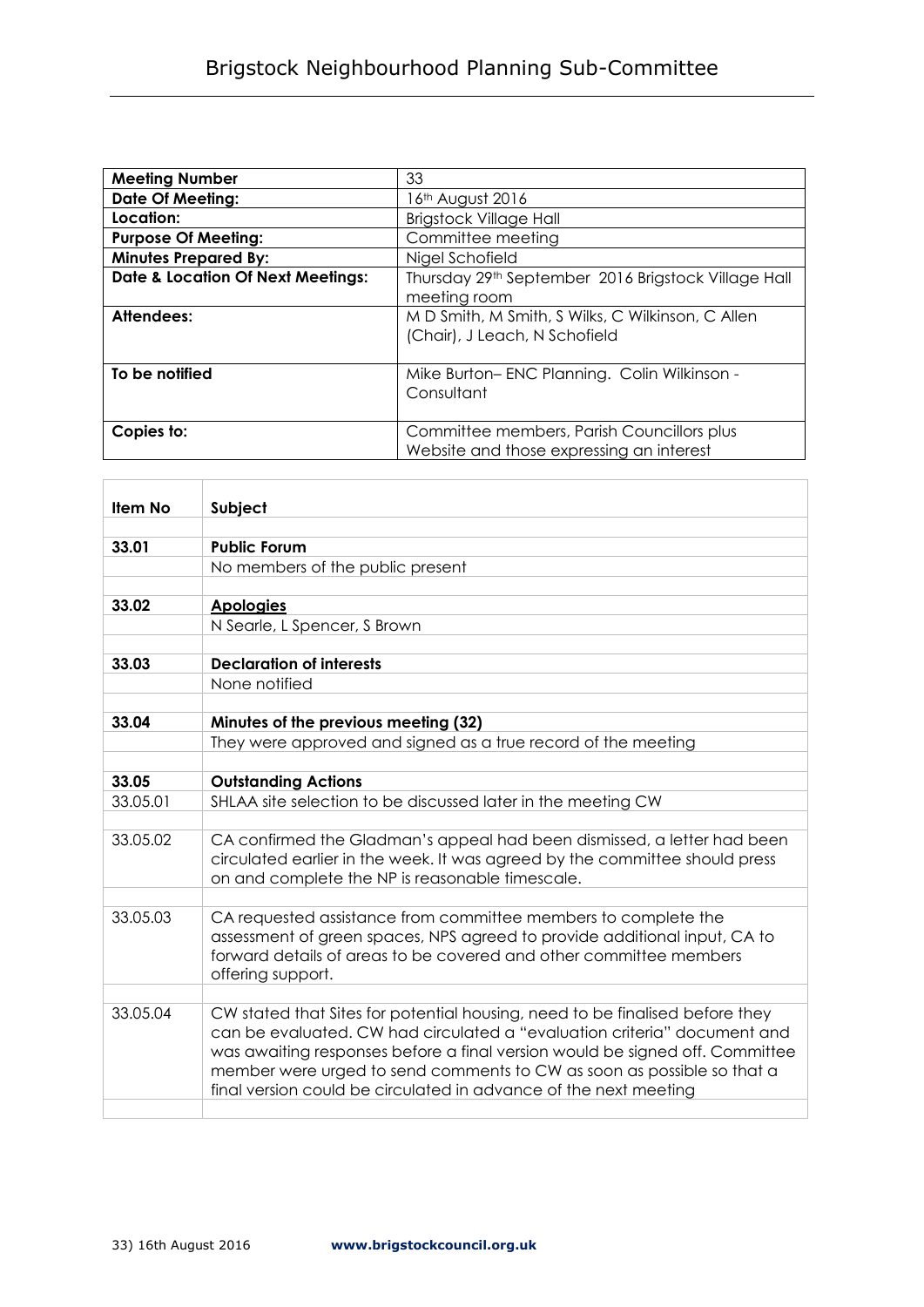# Brigstock Neighbourhood Planning Sub-Committee

| | |
|---|---|
| **Meeting Number** | 33 |
| **Date Of Meeting:** | 16th August 2016 |
| **Location:** | Brigstock Village Hall |
| **Purpose Of Meeting:** | Committee meeting |
| **Minutes Prepared By:** | Nigel Schofield |
| **Date & Location Of Next Meetings:** | Thursday 29th September 2016 Brigstock Village Hall meeting room |
| **Attendees:** | M D Smith, M Smith, S Wilks, C Wilkinson, C Allen (Chair), J Leach, N Schofield |
| **To be notified** | Mike Burton– ENC Planning. Colin Wilkinson - Consultant |
| **Copies to:** | Committee members, Parish Councillors plus Website and those expressing an interest |

| Item No | Subject |
|---|---|
| **33.01** | **Public Forum** |
| | No members of the public present |
| **33.02** | **Apologies** |
| | N Searle, L Spencer, S Brown |
| **33.03** | **Declaration of interests** |
| | None notified |
| **33.04** | **Minutes of the previous meeting (32)** |
| | They were approved and signed as a true record of the meeting |
| **33.05** | **Outstanding Actions** |
| 33.05.01 | SHLAA site selection to be discussed later in the meeting CW |
| 33.05.02 | CA confirmed the Gladman's appeal had been dismissed, a letter had been circulated earlier in the week. It was agreed by the committee should press on and complete the NP is reasonable timescale. |
| 33.05.03 | CA requested assistance from committee members to complete the assessment of green spaces, NPS agreed to provide additional input, CA to forward details of areas to be covered and other committee members offering support. |
| 33.05.04 | CW stated that Sites for potential housing, need to be finalised before they can be evaluated. CW had circulated a "evaluation criteria" document and was awaiting responses before a final version would be signed off. Committee member were urged to send comments to CW as soon as possible so that a final version could be circulated in advance of the next meeting |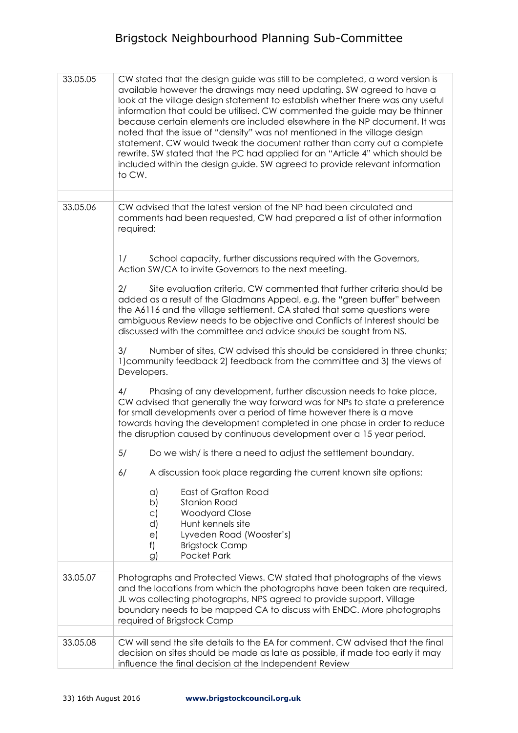| | |
|---|---|
| 33.05.05 | CW stated that the design guide was still to be completed, a word version is available however the drawings may need updating. SW agreed to have a look at the village design statement to establish whether there was any useful information that could be utilised. CW commented the guide may be thinner because certain elements are included elsewhere in the NP document. It was noted that the issue of "density" was not mentioned in the village design statement. CW would tweak the document rather than carry out a complete rewrite. SW stated that the PC had applied for an "Article 4" which should be included within the design guide. SW agreed to provide relevant information to CW. |
| 33.05.06 | CW advised that the latest version of the NP had been circulated and comments had been requested, CW had prepared a list of other information required:<br><br>1/ School capacity, further discussions required with the Governors, Action SW/CA to invite Governors to the next meeting.<br><br>2/ Site evaluation criteria, CW commented that further criteria should be added as a result of the Gladmans Appeal, e.g. the "green buffer" between the A6116 and the village settlement. CA stated that some questions were ambiguous Review needs to be objective and Conflicts of Interest should be discussed with the committee and advice should be sought from NS.<br><br>3/ Number of sites, CW advised this should be considered in three chunks; 1)community feedback 2) feedback from the committee and 3) the views of Developers.<br><br>4/ Phasing of any development, further discussion needs to take place, CW advised that generally the way forward was for NPs to state a preference for small developments over a period of time however there is a move towards having the development completed in one phase in order to reduce the disruption caused by continuous development over a 15 year period.<br><br>5/ Do we wish/ is there a need to adjust the settlement boundary.<br><br>6/ A discussion took place regarding the current known site options:<br><br>a) East of Grafton Road<br>b) Stanion Road<br>c) Woodyard Close<br>d) Hunt kennels site<br>e) Lyveden Road (Wooster's)<br>f) Brigstock Camp<br>g) Pocket Park |
| 33.05.07 | Photographs and Protected Views. CW stated that photographs of the views and the locations from which the photographs have been taken are required, JL was collecting photographs, NPS agreed to provide support. Village boundary needs to be mapped CA to discuss with ENDC. More photographs required of Brigstock Camp |
| 33.05.08 | CW will send the site details to the EA for comment. CW advised that the final decision on sites should be made as late as possible, if made too early it may influence the final decision at the Independent Review |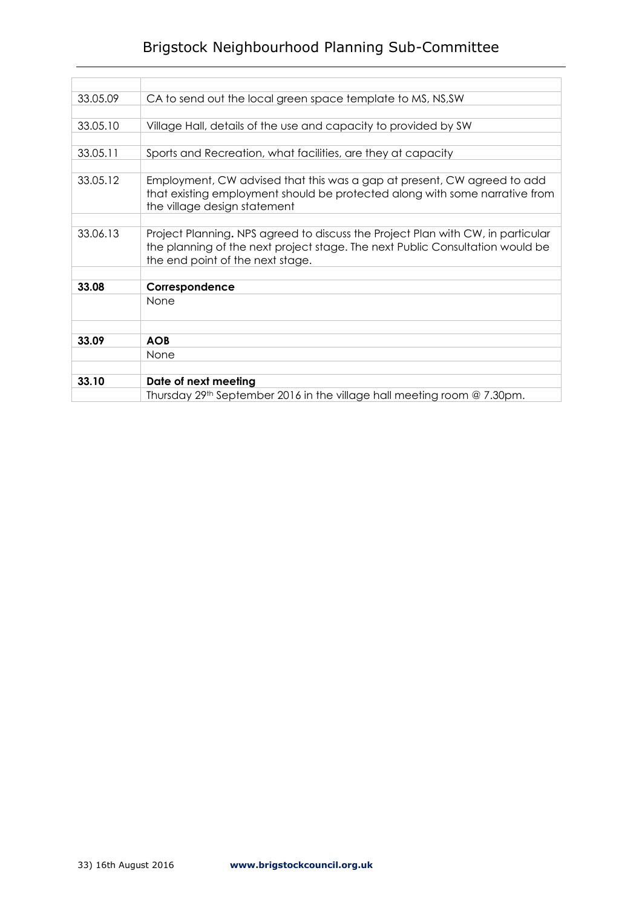| | |
|---|---|
| 33.05.09 | CA to send out the local green space template to MS, NS,SW |
| | |
| 33.05.10 | Village Hall, details of the use and capacity to provided by SW |
| | |
| 33.05.11 | Sports and Recreation, what facilities, are they at capacity |
| | |
| 33.05.12 | Employment, CW advised that this was a gap at present, CW agreed to add that existing employment should be protected along with some narrative from the village design statement |
| | |
| 33.06.13 | Project Planning**.** NPS agreed to discuss the Project Plan with CW, in particular the planning of the next project stage. The next Public Consultation would be the end point of the next stage. |
| | |
| **33.08** | **Correspondence** |
| | None |
| | |
| **33.09** | **AOB** |
| | None |
| | |
| **33.10** | **Date of next meeting** |
| | Thursday 29th September 2016 in the village hall meeting room @ 7.30pm. |